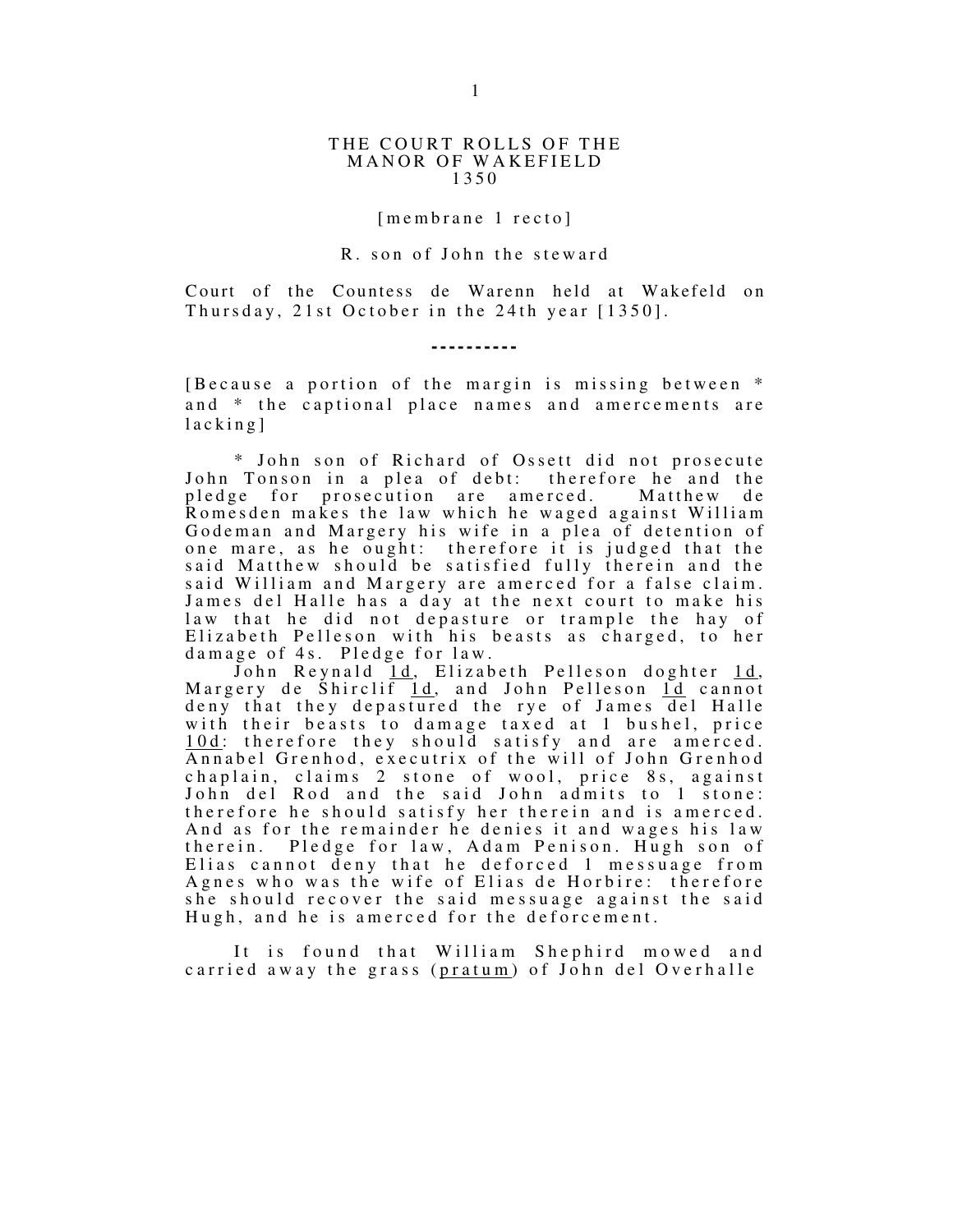# THE COURT ROLLS OF THE MANOR OF WAKEFIELD 1350

[membrane 1 recto]

R. son of John the steward

Court of the Countess de Warenn held at Wakefeld on Thursday, 21st October in the 24th year [1350].

----------

[Because a portion of the margin is missing between * and * the captional place names and amercements are lacking]

* John son of Richard of Ossett did not prosecute John Tonson in a plea of debt: therefore he and the pledge for prosecution are amerced. Matthew de Romesden makes the law which he waged against William Godeman and Margery his wife in a plea of detention of one mare, as he ought: therefore it is judged that the said Matthew should be satisfied fully therein and the said William and Margery are amerced for a false claim. James del Halle has a day at the next court to make his law that he did not depasture or trample the hay of Elizabeth Pelleson with his beasts as charged, to her damage of 4s. Pledge for law.

John Reynald <u>1d</u>, Elizabeth Pelleson doghter <u>1d</u>, Margery de Shirclif <u>1d</u>, and John Pelleson <u>1d</u> cannot deny that they depastured the rye of James del Halle with their beasts to damage taxed at 1 bushel, price <u>10d</u>: therefore they should satisfy and are amerced. Annabel Grenhod, executrix of the will of John Grenhod chaplain, claims 2 stone of wool, price 8s, against John del Rod and the said John admits to 1 stone: therefore he should satisfy her therein and is amerced. And as for the remainder he denies it and wages his law therein. Pledge for law, Adam Penison. Hugh son of Elias cannot deny that he deforced 1 messuage from Agnes who was the wife of Elias de Horbire: therefore she should recover the said messuage against the said Hugh, and he is amerced for the deforcement.

It is found that William Shephird mowed and carried away the grass (<u>pratum</u>) of John del Overhalle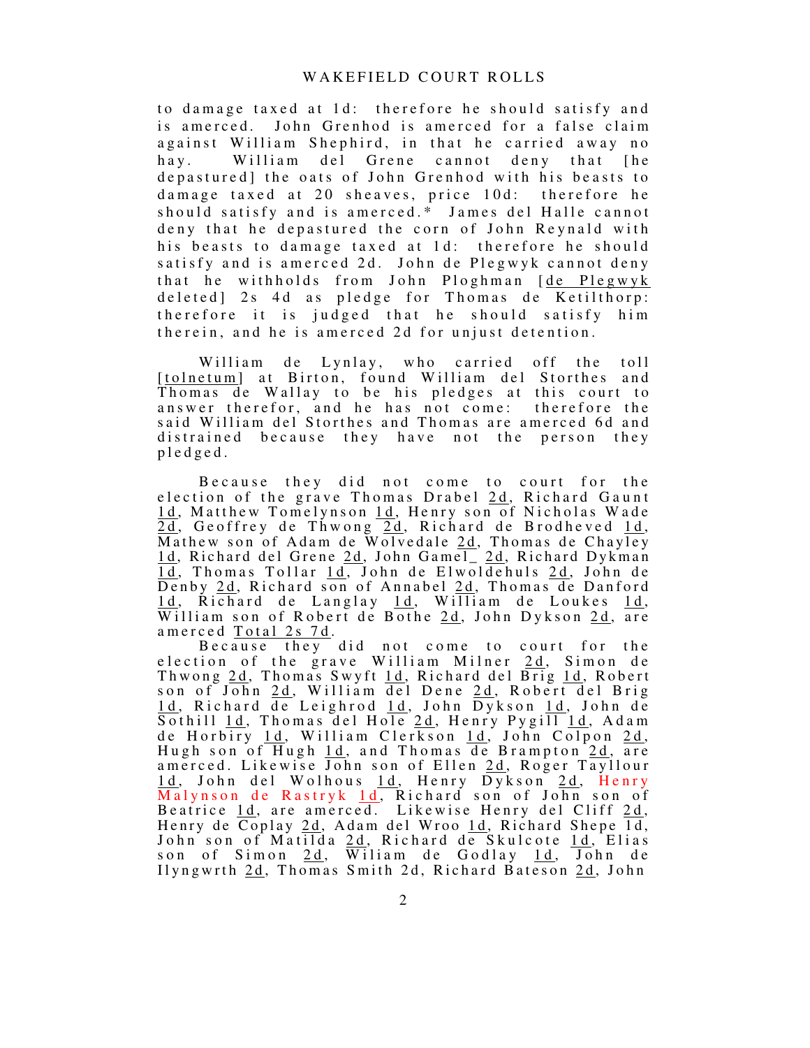to damage taxed at 1d: therefore he should satisfy and is amerced. John Grenhod is amerced for a false claim against William Shephird, in that he carried away no hay. William del Grene cannot deny that [he depastured] the oats of John Grenhod with his beasts to damage taxed at 20 sheaves, price 10d: therefore he should satisfy and is amerced.* James del Halle cannot deny that he depastured the corn of John Reynald with his beasts to damage taxed at 1d: therefore he should satisfy and is amerced 2d. John de Plegwyk cannot deny that he withholds from John Ploghman [de Plegwyk deleted] 2s 4d as pledge for Thomas de Ketilthorp: therefore it is judged that he should satisfy him therein, and he is amerced 2d for unjust detention.

William de Lynlay, who carried off the toll [tolnetum] at Birton, found William del Storthes and Thomas de Wallay to be his pledges at this court to answer therefor, and he has not come: therefore the said William del Storthes and Thomas are amerced 6d and distrained because they have not the person they pledged.

Because they did not come to court for the election of the grave Thomas Drabel 2d, Richard Gaunt 1d, Matthew Tomelynson 1d, Henry son of Nicholas Wade 2d, Geoffrey de Thwong 2d, Richard de Brodheved 1d, Mathew son of Adam de Wolvedale 2d, Thomas de Chayley 1d, Richard del Grene 2d, John Gamel_ 2d, Richard Dykman 1d, Thomas Tollar 1d, John de Elwoldehuls 2d, John de Denby 2d, Richard son of Annabel 2d, Thomas de Danford 1d, Richard de Langlay 1d, William de Loukes 1d, William son of Robert de Bothe 2d, John Dykson 2d, are amerced Total 2s 7d.

Because they did not come to court for the election of the grave William Milner 2d, Simon de Thwong 2d, Thomas Swyft 1d, Richard del Brig 1d, Robert son of John 2d, William del Dene 2d, Robert del Brig 1d, Richard de Leighrod 1d, John Dykson 1d, John de Sothill 1d, Thomas del Hole 2d, Henry Pygill 1d, Adam de Horbiry 1d, William Clerkson 1d, John Colpon 2d, Hugh son of Hugh 1d, and Thomas de Brampton 2d, are amerced. Likewise John son of Ellen 2d, Roger Tayllour 1d, John del Wolhous 1d, Henry Dykson 2d, Henry Malynson de Rastryk 1d, Richard son of John son of Beatrice 1d, are amerced. Likewise Henry del Cliff 2d, Henry de Coplay 2d, Adam del Wroo 1d, Richard Shepe 1d, John son of Matilda 2d, Richard de Skulcote 1d, Elias son of Simon 2d, Wiliam de Godlay 1d, John de Ilyngwrth 2d, Thomas Smith 2d, Richard Bateson 2d, John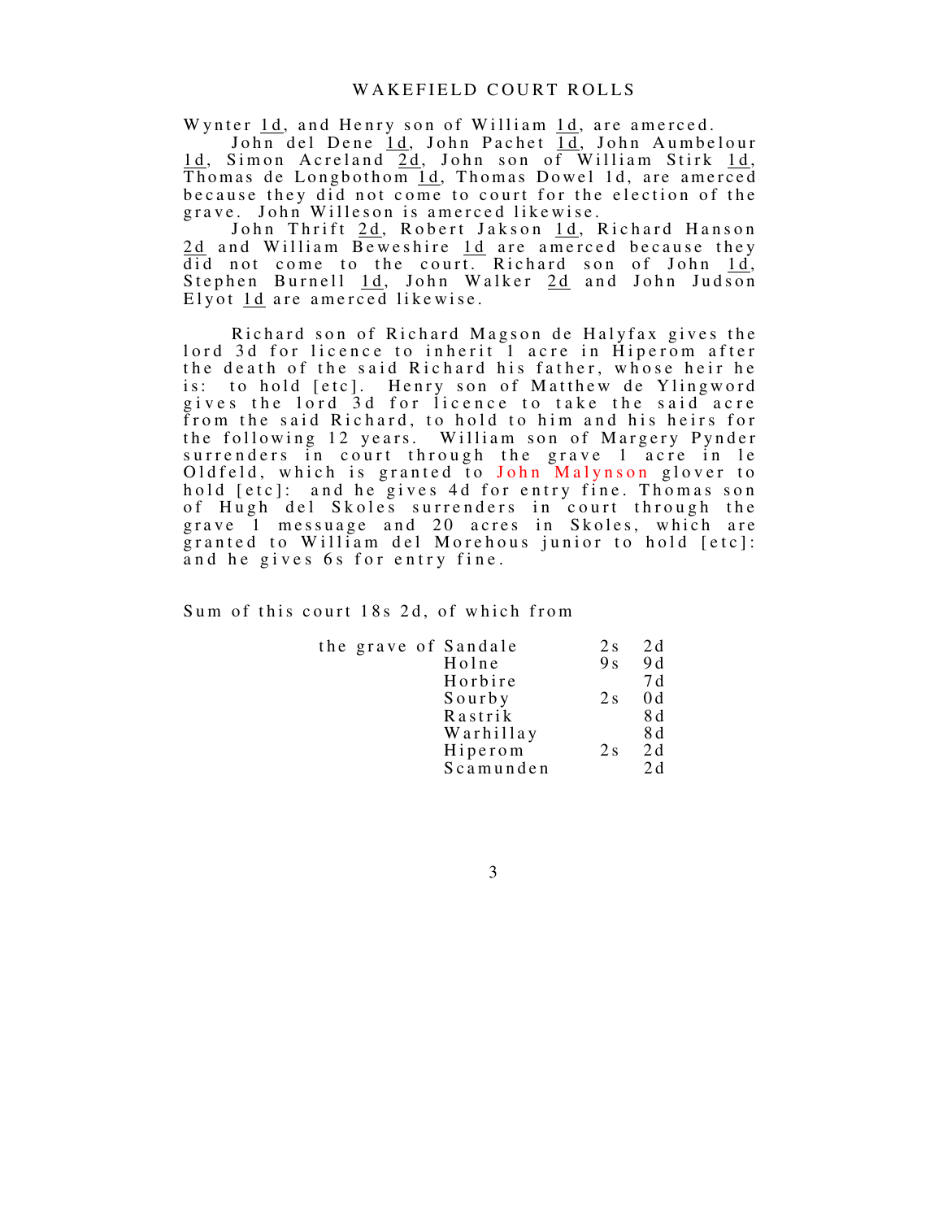Wynter 1d, and Henry son of William 1d, are amerced.

John del Dene 1d, John Pachet 1d, John Aumbelour 1d, Simon Acreland 2d, John son of William Stirk 1d, Thomas de Longbothom 1d, Thomas Dowel 1d, are amerced because they did not come to court for the election of the grave. John Willeson is amerced likewise.

John Thrift 2d, Robert Jakson 1d, Richard Hanson 2d and William Beweshire 1d are amerced because they did not come to the court. Richard son of John 1d, Stephen Burnell 1d, John Walker 2d and John Judson Elyot 1d are amerced likewise.

Richard son of Richard Magson de Halyfax gives the lord 3d for licence to inherit 1 acre in Hiperom after the death of the said Richard his father, whose heir he is: to hold [etc]. Henry son of Matthew de Ylingword gives the lord 3d for licence to take the said acre from the said Richard, to hold to him and his heirs for the following 12 years. William son of Margery Pynder surrenders in court through the grave 1 acre in le Oldfeld, which is granted to John Malynson glover to hold [etc]: and he gives 4d for entry fine. Thomas son of Hugh del Skoles surrenders in court through the grave 1 messuage and 20 acres in Skoles, which are granted to William del Morehous junior to hold [etc]: and he gives 6s for entry fine.

Sum of this court 18s 2d, of which from

| | | | |
|---|---|---|---|
| the grave of | Sandale | 2s | 2d |
| | Holne | 9s | 9d |
| | Horbire | | 7d |
| | Sourby | 2s | 0d |
| | Rastrik | | 8d |
| | Warhillay | | 8d |
| | Hiperom | 2s | 2d |
| | Scamunden | | 2d |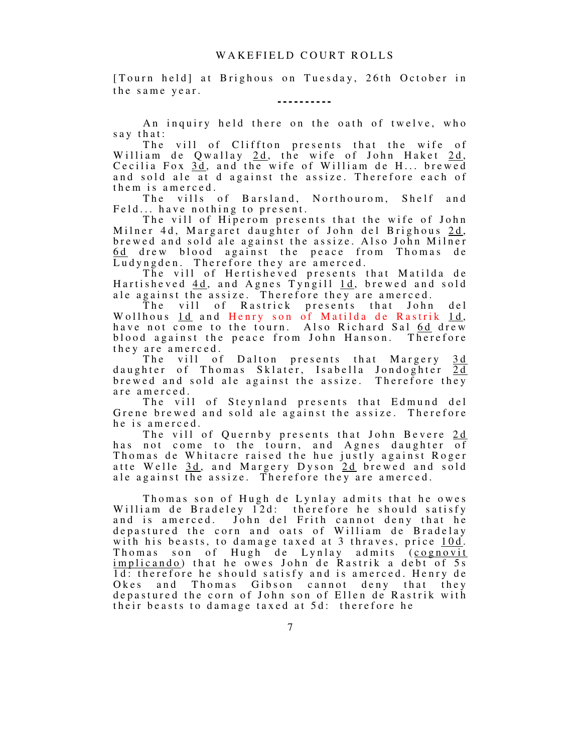[Tourn held] at Brighous on Tuesday, 26th October in the same year.

----------

An inquiry held there on the oath of twelve, who say that:

The vill of Cliffton presents that the wife of William de Qwallay <u>2d</u>, the wife of John Haket <u>2d</u>, Cecilia Fox <u>3d</u>, and the wife of William de H... brewed and sold ale at d against the assize. Therefore each of them is amerced.

The vills of Barsland, Northourom, Shelf and Feld... have nothing to present.

The vill of Hiperom presents that the wife of John Milner 4d, Margaret daughter of John del Brighous <u>2d</u>, brewed and sold ale against the assize. Also John Milner <u>6d</u> drew blood against the peace from Thomas de Ludyngden. Therefore they are amerced.

The vill of Hertisheved presents that Matilda de Hartisheved <u>4d</u>, and Agnes Tyngill <u>1d</u>, brewed and sold ale against the assize. Therefore they are amerced.

The vill of Rastrick presents that John del Wollhous <u>1d</u> and Henry son of Matilda de Rastrik <u>1d</u>, have not come to the tourn. Also Richard Sal <u>6d</u> drew blood against the peace from John Hanson. Therefore they are amerced.

The vill of Dalton presents that Margery <u>3d</u> daughter of Thomas Sklater, Isabella Jondoghter <u>2d</u> brewed and sold ale against the assize. Therefore they are amerced.

The vill of Steynland presents that Edmund del Grene brewed and sold ale against the assize. Therefore he is amerced.

The vill of Quernby presents that John Bevere <u>2d</u> has not come to the tourn, and Agnes daughter of Thomas de Whitacre raised the hue justly against Roger atte Welle <u>3d</u>, and Margery Dyson <u>2d</u> brewed and sold ale against the assize. Therefore they are amerced.

Thomas son of Hugh de Lynlay admits that he owes William de Bradeley 12d: therefore he should satisfy and is amerced. John del Frith cannot deny that he depastured the corn and oats of William de Bradelay with his beasts, to damage taxed at 3 thraves, price <u>10d</u>. Thomas son of Hugh de Lynlay admits (<u>cognovit implicando</u>) that he owes John de Rastrik a debt of 5s 1d: therefore he should satisfy and is amerced. Henry de Okes and Thomas Gibson cannot deny that they depastured the corn of John son of Ellen de Rastrik with their beasts to damage taxed at 5d: therefore he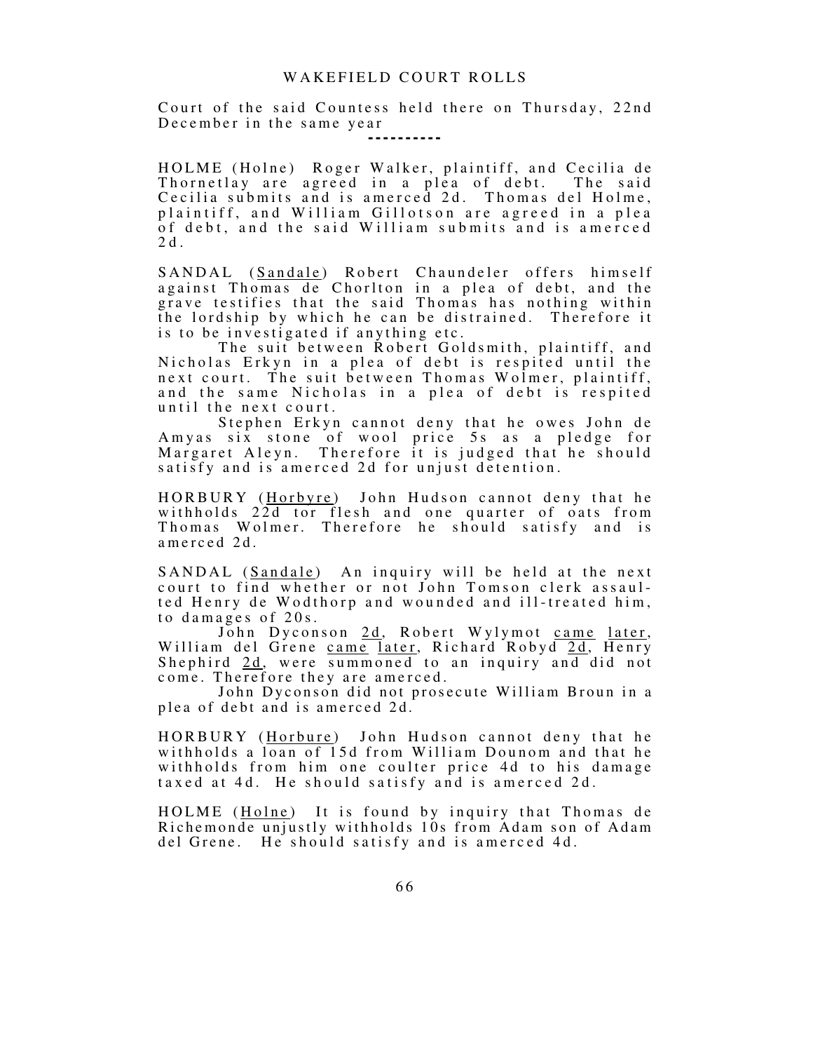Court of the said Countess held there on Thursday, 22nd December in the same year

----------

HOLME (Holne) Roger Walker, plaintiff, and Cecilia de Thornetlay are agreed in a plea of debt. The said Cecilia submits and is amerced 2d. Thomas del Holme, plaintiff, and William Gillotson are agreed in a plea of debt, and the said William submits and is amerced 2d.

SANDAL (<u>Sandale</u>) Robert Chaundeler offers himself against Thomas de Chorlton in a plea of debt, and the grave testifies that the said Thomas has nothing within the lordship by which he can be distrained. Therefore it is to be investigated if anything etc.

The suit between Robert Goldsmith, plaintiff, and Nicholas Erkyn in a plea of debt is respited until the next court. The suit between Thomas Wolmer, plaintiff, and the same Nicholas in a plea of debt is respited until the next court.

Stephen Erkyn cannot deny that he owes John de Amyas six stone of wool price 5s as a pledge for Margaret Aleyn. Therefore it is judged that he should satisfy and is amerced 2d for unjust detention.

HORBURY (<u>Horbyre</u>) John Hudson cannot deny that he withholds 22d tor flesh and one quarter of oats from Thomas Wolmer. Therefore he should satisfy and is amerced 2d.

SANDAL (<u>Sandale</u>) An inquiry will be held at the next court to find whether or not John Tomson clerk assaulted Henry de Wodthorp and wounded and ill-treated him, to damages of 20s.

John Dyconson <u>2d</u>, Robert Wylymot <u>came later</u>, William del Grene <u>came later</u>, Richard Robyd <u>2d</u>, Henry Shephird <u>2d</u>, were summoned to an inquiry and did not come. Therefore they are amerced.

John Dyconson did not prosecute William Broun in a plea of debt and is amerced 2d.

HORBURY (<u>Horbure</u>) John Hudson cannot deny that he withholds a loan of 15d from William Dounom and that he withholds from him one coulter price 4d to his damage taxed at 4d. He should satisfy and is amerced 2d.

HOLME (<u>Holne</u>) It is found by inquiry that Thomas de Richemonde unjustly withholds 10s from Adam son of Adam del Grene. He should satisfy and is amerced 4d.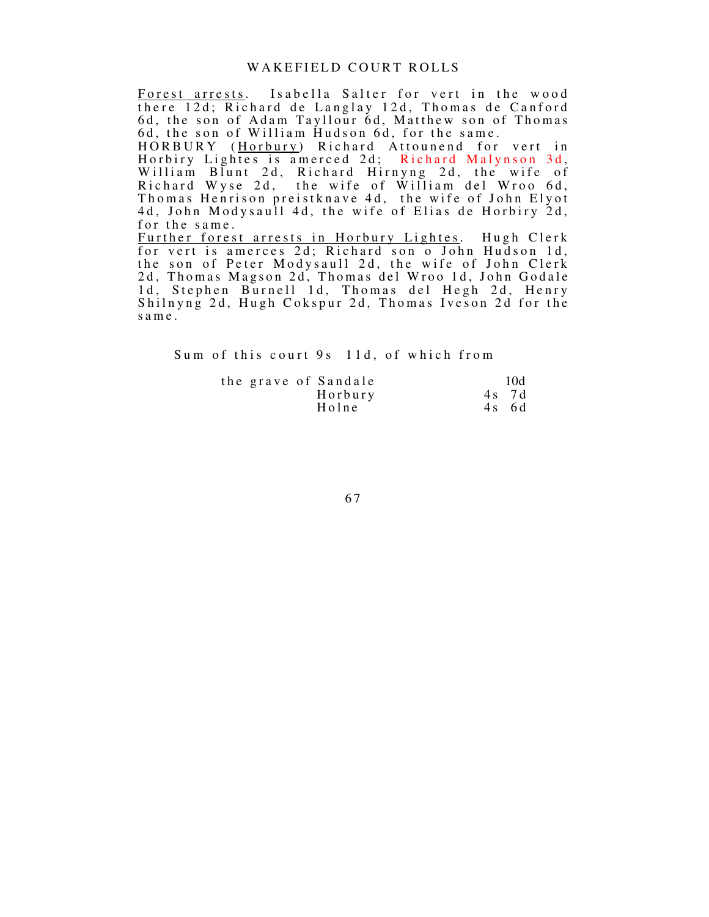<u>Forest arrests</u>. Isabella Salter for vert in the wood there 12d; Richard de Langlay 12d, Thomas de Canford 6d, the son of Adam Tayllour 6d, Matthew son of Thomas 6d, the son of William Hudson 6d, for the same.
HORBURY (<u>Horbury</u>) Richard Attounend for vert in Horbiry Lightes is amerced 2d; Richard Malynson 3d, William Blunt 2d, Richard Hirnyng 2d, the wife of Richard Wyse 2d, the wife of William del Wroo 6d, Thomas Henrison preistknave 4d, the wife of John Elyot 4d, John Modysaull 4d, the wife of Elias de Horbiry 2d, for the same.
<u>Further forest arrests in Horbury Lightes</u>. Hugh Clerk for vert is amerces 2d; Richard son o John Hudson 1d, the son of Peter Modysaull 2d, the wife of John Clerk 2d, Thomas Magson 2d, Thomas del Wroo 1d, John Godale 1d, Stephen Burnell 1d, Thomas del Hegh 2d, Henry Shilnyng 2d, Hugh Cokspur 2d, Thomas Iveson 2d for the same.

Sum of this court 9s 11d, of which from

| | |
|---|---|
| the grave of Sandale | 10d |
| Horbury | 4s 7d |
| Holne | 4s 6d |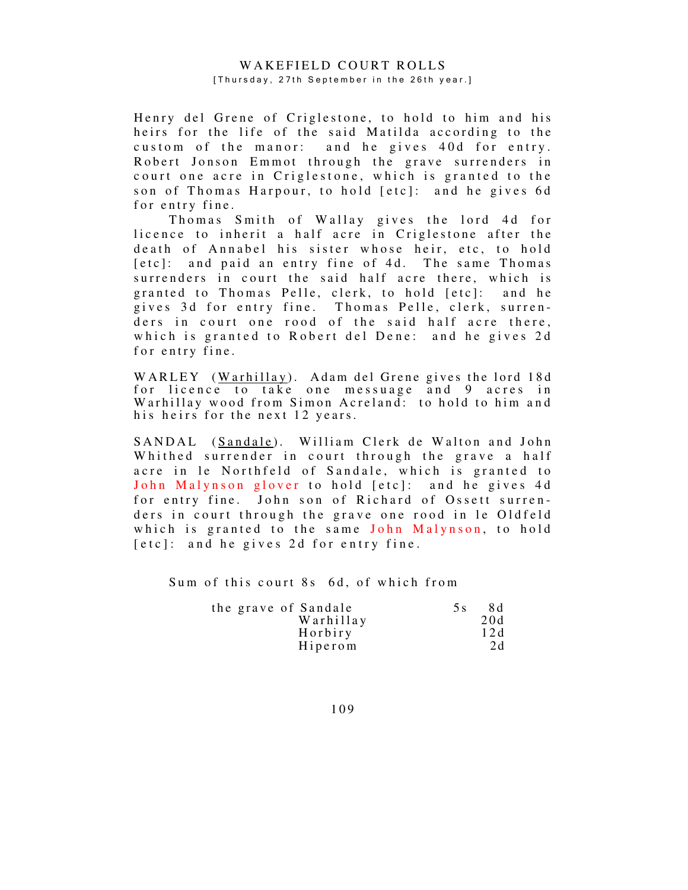Henry del Grene of Criglestone, to hold to him and his heirs for the life of the said Matilda according to the custom of the manor: and he gives 40d for entry. Robert Jonson Emmot through the grave surrenders in court one acre in Criglestone, which is granted to the son of Thomas Harpour, to hold [etc]: and he gives 6d for entry fine.

Thomas Smith of Wallay gives the lord 4d for licence to inherit a half acre in Criglestone after the death of Annabel his sister whose heir, etc, to hold [etc]: and paid an entry fine of 4d. The same Thomas surrenders in court the said half acre there, which is granted to Thomas Pelle, clerk, to hold [etc]: and he gives 3d for entry fine. Thomas Pelle, clerk, surrenders in court one rood of the said half acre there, which is granted to Robert del Dene: and he gives 2d for entry fine.

WARLEY (Warhillay). Adam del Grene gives the lord 18d for licence to take one messuage and 9 acres in Warhillay wood from Simon Acreland: to hold to him and his heirs for the next 12 years.

SANDAL (Sandale). William Clerk de Walton and John Whithed surrender in court through the grave a half acre in le Northfeld of Sandale, which is granted to John Malynson glover to hold [etc]: and he gives 4d for entry fine. John son of Richard of Ossett surrenders in court through the grave one rood in le Oldfeld which is granted to the same John Malynson, to hold [etc]: and he gives 2d for entry fine.

Sum of this court 8s 6d, of which from

| | |
|---|---|
| the grave of Sandale | 5s 8d |
| Warhillay | 20d |
| Horbiry | 12d |
| Hiperom | 2d |